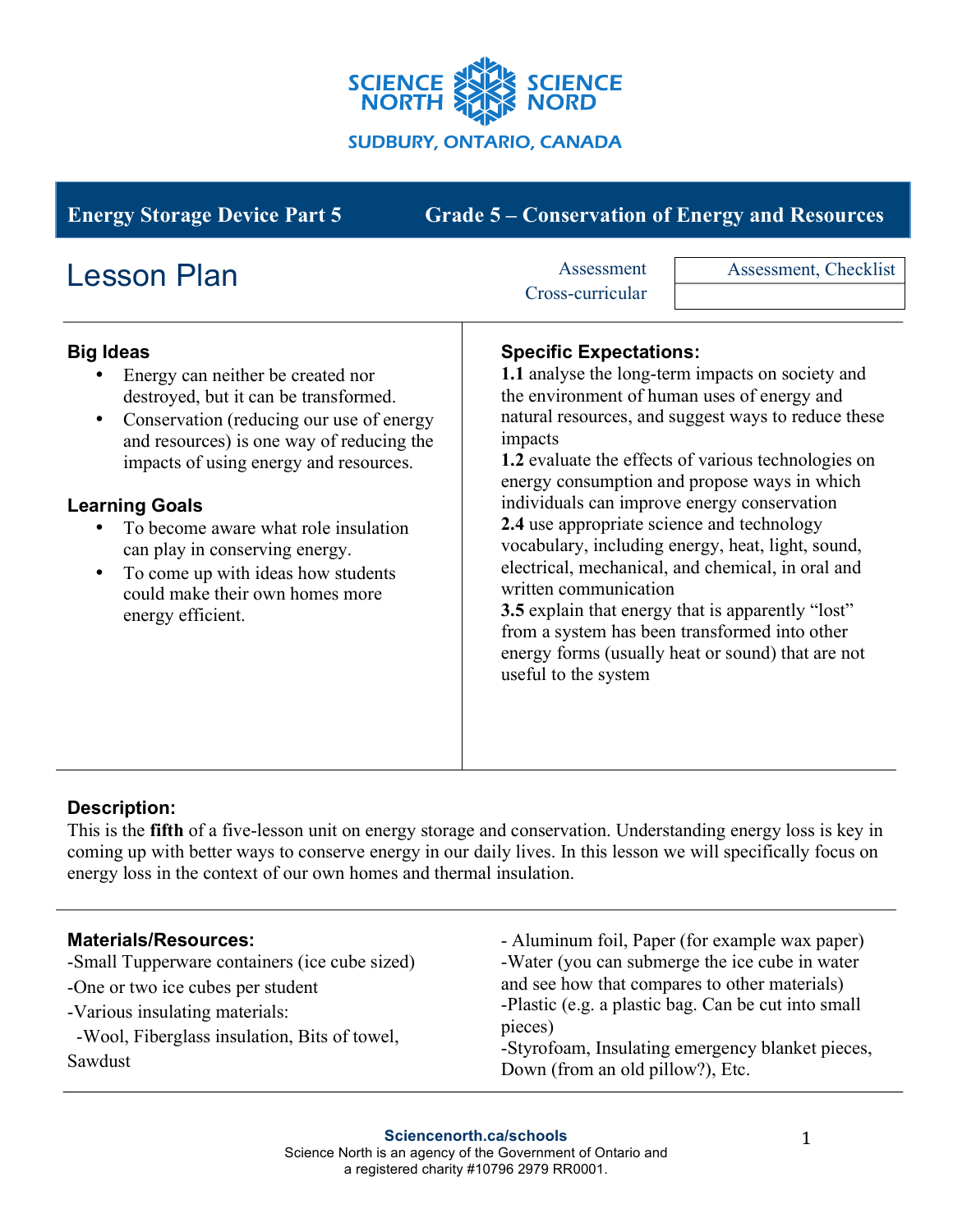SCIENCE NORTH SCIENCE NORD

SUDBURY, ONTARIO, CANADA

**Energy Storage Device Part 5** **Grade 5 – Conservation of Energy and Resources**

# Lesson Plan

| | |
|---|---|
| Assessment | Assessment, Checklist |
| Cross-curricular | |

### Big Ideas

- Energy can neither be created nor destroyed, but it can be transformed.
- Conservation (reducing our use of energy and resources) is one way of reducing the impacts of using energy and resources.

### Learning Goals

- To become aware what role insulation can play in conserving energy.
- To come up with ideas how students could make their own homes more energy efficient.

### Specific Expectations:

**1.1** analyse the long-term impacts on society and the environment of human uses of energy and natural resources, and suggest ways to reduce these impacts
**1.2** evaluate the effects of various technologies on energy consumption and propose ways in which individuals can improve energy conservation
**2.4** use appropriate science and technology vocabulary, including energy, heat, light, sound, electrical, mechanical, and chemical, in oral and written communication
**3.5** explain that energy that is apparently "lost" from a system has been transformed into other energy forms (usually heat or sound) that are not useful to the system

### Description:

This is the **fifth** of a five-lesson unit on energy storage and conservation. Understanding energy loss is key in coming up with better ways to conserve energy in our daily lives. In this lesson we will specifically focus on energy loss in the context of our own homes and thermal insulation.

### Materials/Resources:

-Small Tupperware containers (ice cube sized)
-One or two ice cubes per student
-Various insulating materials:
  -Wool, Fiberglass insulation, Bits of towel, Sawdust
  - Aluminum foil, Paper (for example wax paper)
  -Water (you can submerge the ice cube in water and see how that compares to other materials)
  -Plastic (e.g. a plastic bag. Can be cut into small pieces)
  -Styrofoam, Insulating emergency blanket pieces, Down (from an old pillow?), Etc.

**Sciencenorth.ca/schools**
Science North is an agency of the Government of Ontario and a registered charity #10796 2979 RR0001.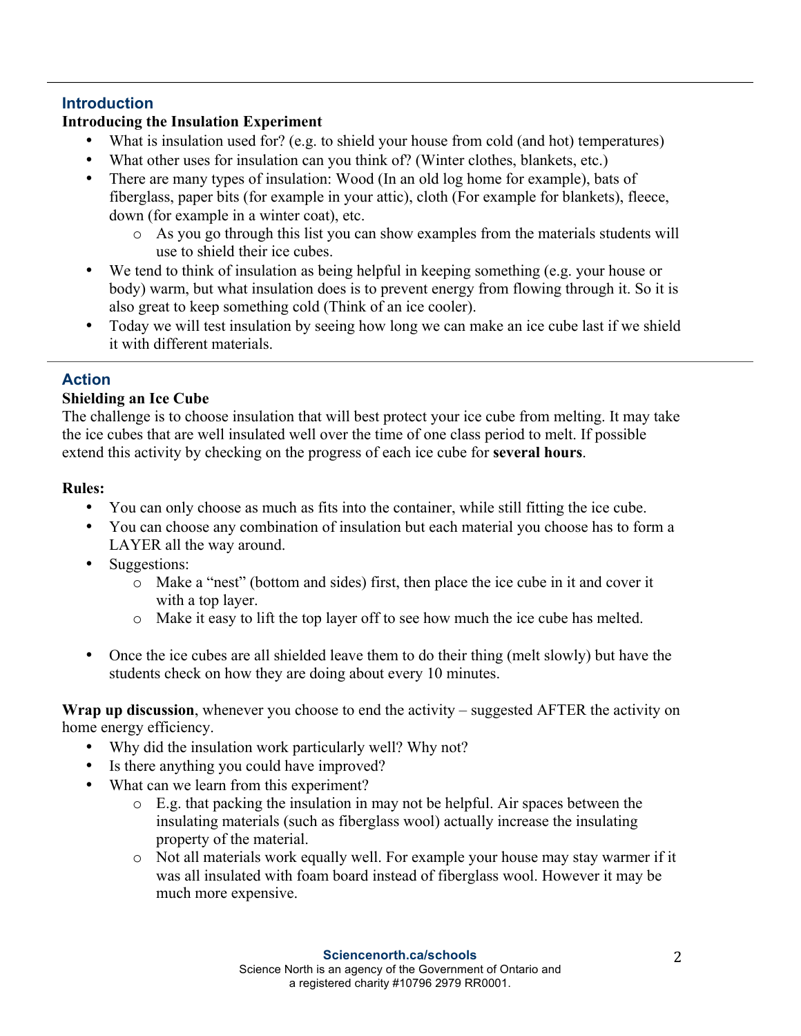## Introduction

**Introducing the Insulation Experiment**

- What is insulation used for? (e.g. to shield your house from cold (and hot) temperatures)
- What other uses for insulation can you think of? (Winter clothes, blankets, etc.)
- There are many types of insulation: Wood (In an old log home for example), bats of fiberglass, paper bits (for example in your attic), cloth (For example for blankets), fleece, down (for example in a winter coat), etc.
    - As you go through this list you can show examples from the materials students will use to shield their ice cubes.
- We tend to think of insulation as being helpful in keeping something (e.g. your house or body) warm, but what insulation does is to prevent energy from flowing through it. So it is also great to keep something cold (Think of an ice cooler).
- Today we will test insulation by seeing how long we can make an ice cube last if we shield it with different materials.

## Action

**Shielding an Ice Cube**

The challenge is to choose insulation that will best protect your ice cube from melting. It may take the ice cubes that are well insulated well over the time of one class period to melt. If possible extend this activity by checking on the progress of each ice cube for **several hours**.

**Rules:**

- You can only choose as much as fits into the container, while still fitting the ice cube.
- You can choose any combination of insulation but each material you choose has to form a LAYER all the way around.
- Suggestions:
    - Make a "nest" (bottom and sides) first, then place the ice cube in it and cover it with a top layer.
    - Make it easy to lift the top layer off to see how much the ice cube has melted.

- Once the ice cubes are all shielded leave them to do their thing (melt slowly) but have the students check on how they are doing about every 10 minutes.

**Wrap up discussion**, whenever you choose to end the activity – suggested AFTER the activity on home energy efficiency.

- Why did the insulation work particularly well? Why not?
- Is there anything you could have improved?
- What can we learn from this experiment?
    - E.g. that packing the insulation in may not be helpful. Air spaces between the insulating materials (such as fiberglass wool) actually increase the insulating property of the material.
    - Not all materials work equally well. For example your house may stay warmer if it was all insulated with foam board instead of fiberglass wool. However it may be much more expensive.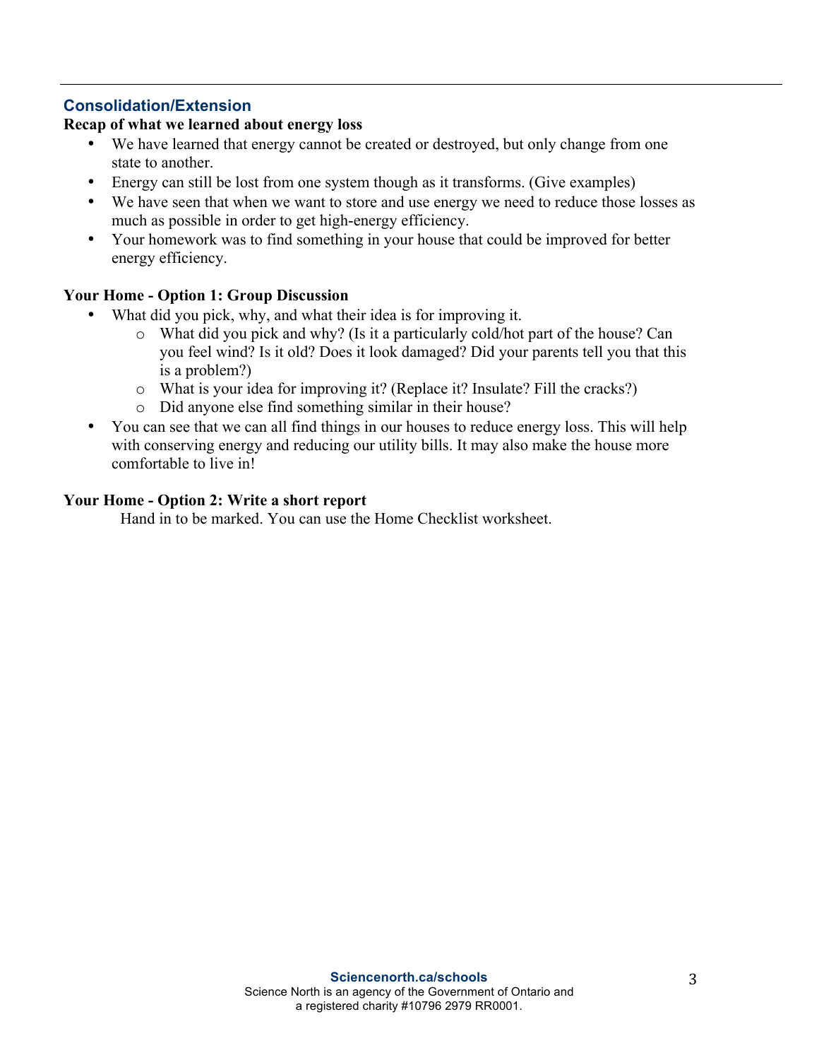## Consolidation/Extension

**Recap of what we learned about energy loss**

- We have learned that energy cannot be created or destroyed, but only change from one state to another.
- Energy can still be lost from one system though as it transforms. (Give examples)
- We have seen that when we want to store and use energy we need to reduce those losses as much as possible in order to get high-energy efficiency.
- Your homework was to find something in your house that could be improved for better energy efficiency.

**Your Home - Option 1: Group Discussion**

- What did you pick, why, and what their idea is for improving it.
    - What did you pick and why? (Is it a particularly cold/hot part of the house? Can you feel wind? Is it old? Does it look damaged? Did your parents tell you that this is a problem?)
    - What is your idea for improving it? (Replace it? Insulate? Fill the cracks?)
    - Did anyone else find something similar in their house?
- You can see that we can all find things in our houses to reduce energy loss. This will help with conserving energy and reducing our utility bills. It may also make the house more comfortable to live in!

**Your Home - Option 2: Write a short report**

Hand in to be marked. You can use the Home Checklist worksheet.